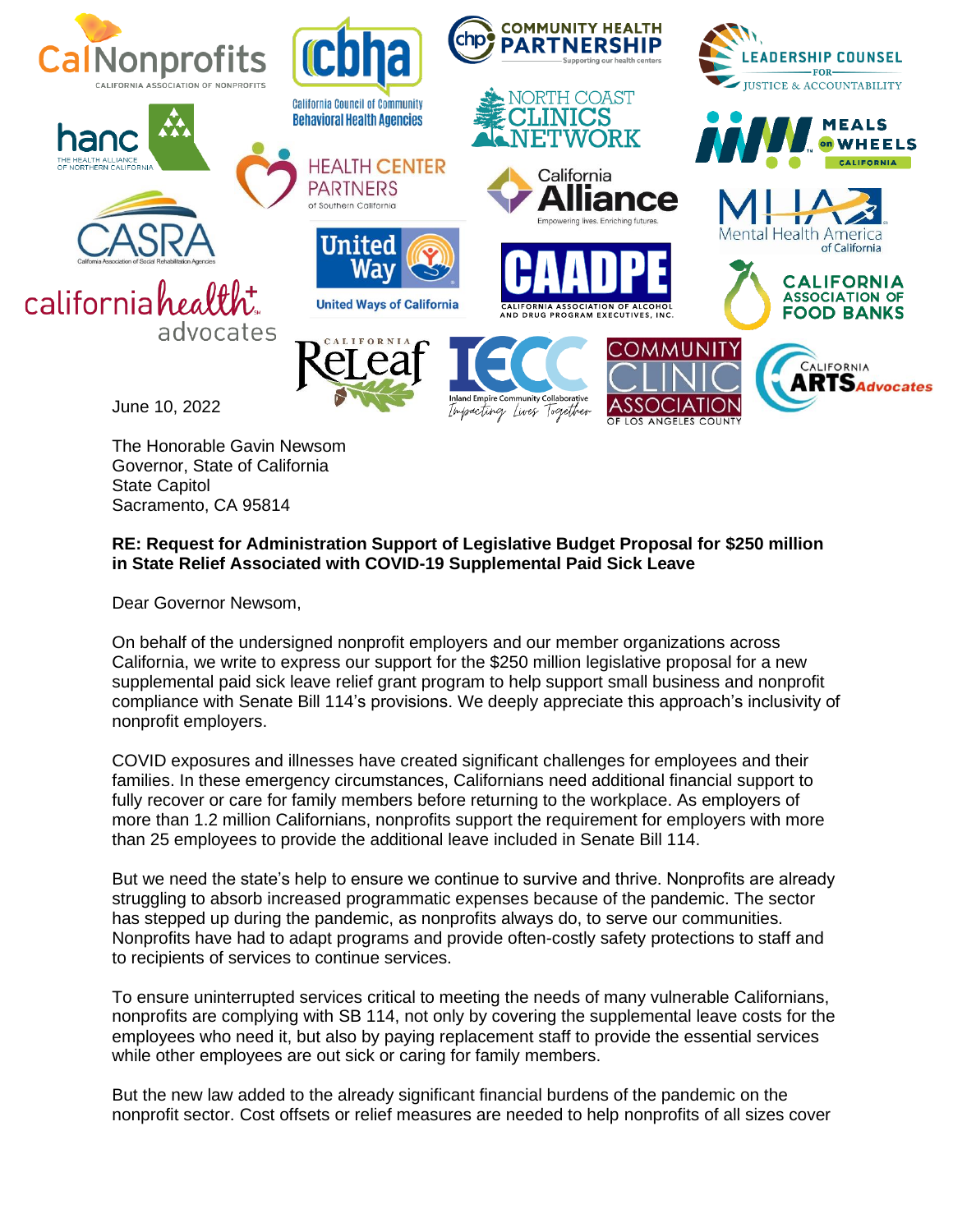June 10, 2022

The Honorable Gavin Newsom
Governor, State of California
State Capitol
Sacramento, CA 95814

**RE: Request for Administration Support of Legislative Budget Proposal for $250 million in State Relief Associated with COVID-19 Supplemental Paid Sick Leave**

Dear Governor Newsom,

On behalf of the undersigned nonprofit employers and our member organizations across California, we write to express our support for the $250 million legislative proposal for a new supplemental paid sick leave relief grant program to help support small business and nonprofit compliance with Senate Bill 114's provisions. We deeply appreciate this approach's inclusivity of nonprofit employers.

COVID exposures and illnesses have created significant challenges for employees and their families. In these emergency circumstances, Californians need additional financial support to fully recover or care for family members before returning to the workplace. As employers of more than 1.2 million Californians, nonprofits support the requirement for employers with more than 25 employees to provide the additional leave included in Senate Bill 114.

But we need the state's help to ensure we continue to survive and thrive. Nonprofits are already struggling to absorb increased programmatic expenses because of the pandemic. The sector has stepped up during the pandemic, as nonprofits always do, to serve our communities. Nonprofits have had to adapt programs and provide often-costly safety protections to staff and to recipients of services to continue services.

To ensure uninterrupted services critical to meeting the needs of many vulnerable Californians, nonprofits are complying with SB 114, not only by covering the supplemental leave costs for the employees who need it, but also by paying replacement staff to provide the essential services while other employees are out sick or caring for family members.

But the new law added to the already significant financial burdens of the pandemic on the nonprofit sector. Cost offsets or relief measures are needed to help nonprofits of all sizes cover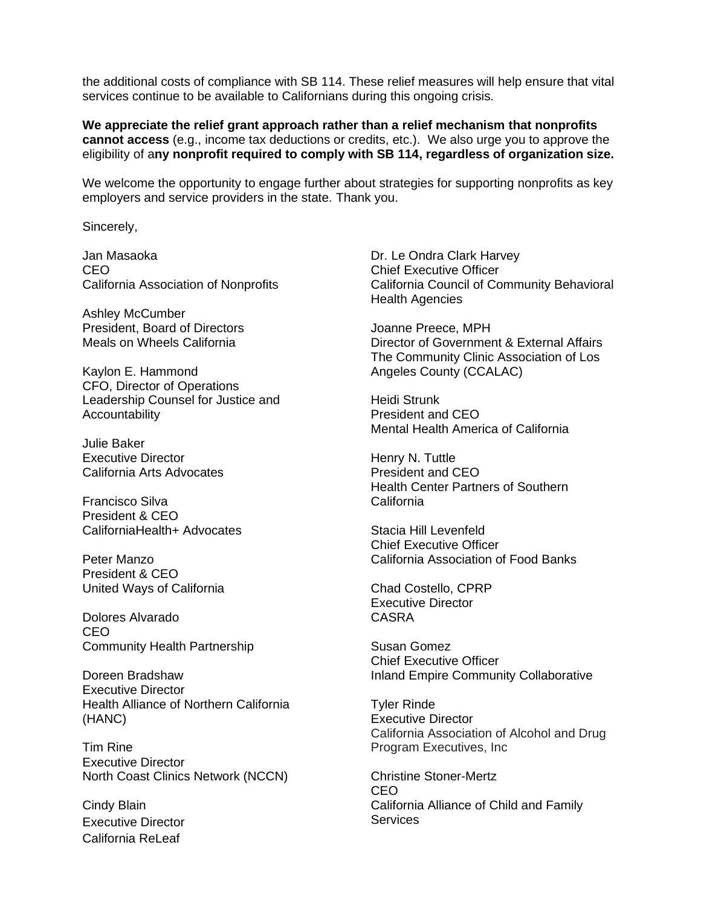the additional costs of compliance with SB 114. These relief measures will help ensure that vital services continue to be available to Californians during this ongoing crisis.

**We appreciate the relief grant approach rather than a relief mechanism that nonprofits cannot access** (e.g., income tax deductions or credits, etc.). We also urge you to approve the eligibility of a**ny nonprofit required to comply with SB 114, regardless of organization size.**

We welcome the opportunity to engage further about strategies for supporting nonprofits as key employers and service providers in the state. Thank you.

Sincerely,

Jan Masaoka
CEO
California Association of Nonprofits

Ashley McCumber
President, Board of Directors
Meals on Wheels California

Kaylon E. Hammond
CFO, Director of Operations
Leadership Counsel for Justice and Accountability

Julie Baker
Executive Director
California Arts Advocates

Francisco Silva
President & CEO
CaliforniaHealth+ Advocates

Peter Manzo
President & CEO
United Ways of California

Dolores Alvarado
CEO
Community Health Partnership

Doreen Bradshaw
Executive Director
Health Alliance of Northern California (HANC)

Tim Rine
Executive Director
North Coast Clinics Network (NCCN)

Cindy Blain
Executive Director
California ReLeaf

Dr. Le Ondra Clark Harvey
Chief Executive Officer
California Council of Community Behavioral Health Agencies

Joanne Preece, MPH
Director of Government & External Affairs
The Community Clinic Association of Los Angeles County (CCALAC)

Heidi Strunk
President and CEO
Mental Health America of California

Henry N. Tuttle
President and CEO
Health Center Partners of Southern California

Stacia Hill Levenfeld
Chief Executive Officer
California Association of Food Banks

Chad Costello, CPRP
Executive Director
CASRA

Susan Gomez
Chief Executive Officer
Inland Empire Community Collaborative

Tyler Rinde
Executive Director
California Association of Alcohol and Drug Program Executives, Inc

Christine Stoner-Mertz
CEO
California Alliance of Child and Family Services